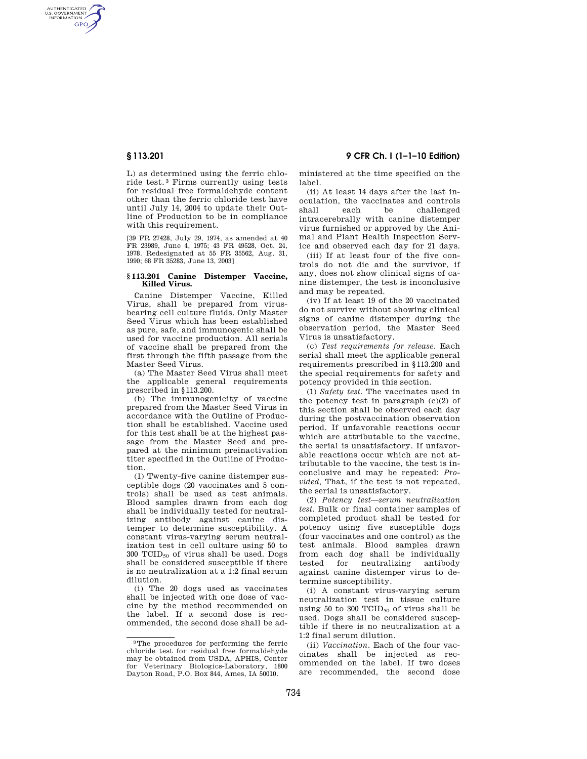L) as determined using the ferric chloride test.[3] Firms currently using tests for residual free formaldehyde content other than the ferric chloride test have until July 14, 2004 to update their Outline of Production to be in compliance with this requirement.

[39 FR 27428, July 29, 1974, as amended at 40 FR 23989, June 4, 1975; 43 FR 49528, Oct. 24, 1978. Redesignated at 55 FR 35562, Aug. 31, 1990; 68 FR 35283, June 13, 2003]

### § 113.201 Canine Distemper Vaccine, Killed Virus.

Canine Distemper Vaccine, Killed Virus, shall be prepared from virus-bearing cell culture fluids. Only Master Seed Virus which has been established as pure, safe, and immunogenic shall be used for vaccine production. All serials of vaccine shall be prepared from the first through the fifth passage from the Master Seed Virus.

(a) The Master Seed Virus shall meet the applicable general requirements prescribed in §113.200.

(b) The immunogenicity of vaccine prepared from the Master Seed Virus in accordance with the Outline of Production shall be established. Vaccine used for this test shall be at the highest passage from the Master Seed and prepared at the minimum preinactivation titer specified in the Outline of Production.

(1) Twenty-five canine distemper susceptible dogs (20 vaccinates and 5 controls) shall be used as test animals. Blood samples drawn from each dog shall be individually tested for neutralizing antibody against canine distemper to determine susceptibility. A constant virus-varying serum neutralization test in cell culture using 50 to 300 $TCID_{50}$ of virus shall be used. Dogs shall be considered susceptible if there is no neutralization at a 1:2 final serum dilution.

(i) The 20 dogs used as vaccinates shall be injected with one dose of vaccine by the method recommended on the label. If a second dose is recommended, the second dose shall be administered at the time specified on the label.

(ii) At least 14 days after the last inoculation, the vaccinates and controls shall each be challenged intracerebrally with canine distemper virus furnished or approved by the Animal and Plant Health Inspection Service and observed each day for 21 days.

(iii) If at least four of the five controls do not die and the survivor, if any, does not show clinical signs of canine distemper, the test is inconclusive and may be repeated.

(iv) If at least 19 of the 20 vaccinated do not survive without showing clinical signs of canine distemper during the observation period, the Master Seed Virus is unsatisfactory.

(c) *Test requirements for release.* Each serial shall meet the applicable general requirements prescribed in §113.200 and the special requirements for safety and potency provided in this section.

(1) *Safety test.* The vaccinates used in the potency test in paragraph (c)(2) of this section shall be observed each day during the postvaccination observation period. If unfavorable reactions occur which are attributable to the vaccine, the serial is unsatisfactory. If unfavorable reactions occur which are not attributable to the vaccine, the test is inconclusive and may be repeated: *Provided,* That, if the test is not repeated, the serial is unsatisfactory.

(2) *Potency test—serum neutralization test.* Bulk or final container samples of completed product shall be tested for potency using five susceptible dogs (four vaccinates and one control) as the test animals. Blood samples drawn from each dog shall be individually tested for neutralizing antibody against canine distemper virus to determine susceptibility.

(i) A constant virus-varying serum neutralization test in tissue culture using 50 to 300 $TCID_{50}$ of virus shall be used. Dogs shall be considered susceptible if there is no neutralization at a 1:2 final serum dilution.

(ii) *Vaccination.* Each of the four vaccinates shall be injected as recommended on the label. If two doses are recommended, the second dose

[3] The procedures for performing the ferric chloride test for residual free formaldehyde may be obtained from USDA, APHIS, Center for Veterinary Biologics-Laboratory, 1800 Dayton Road, P.O. Box 844, Ames, IA 50010.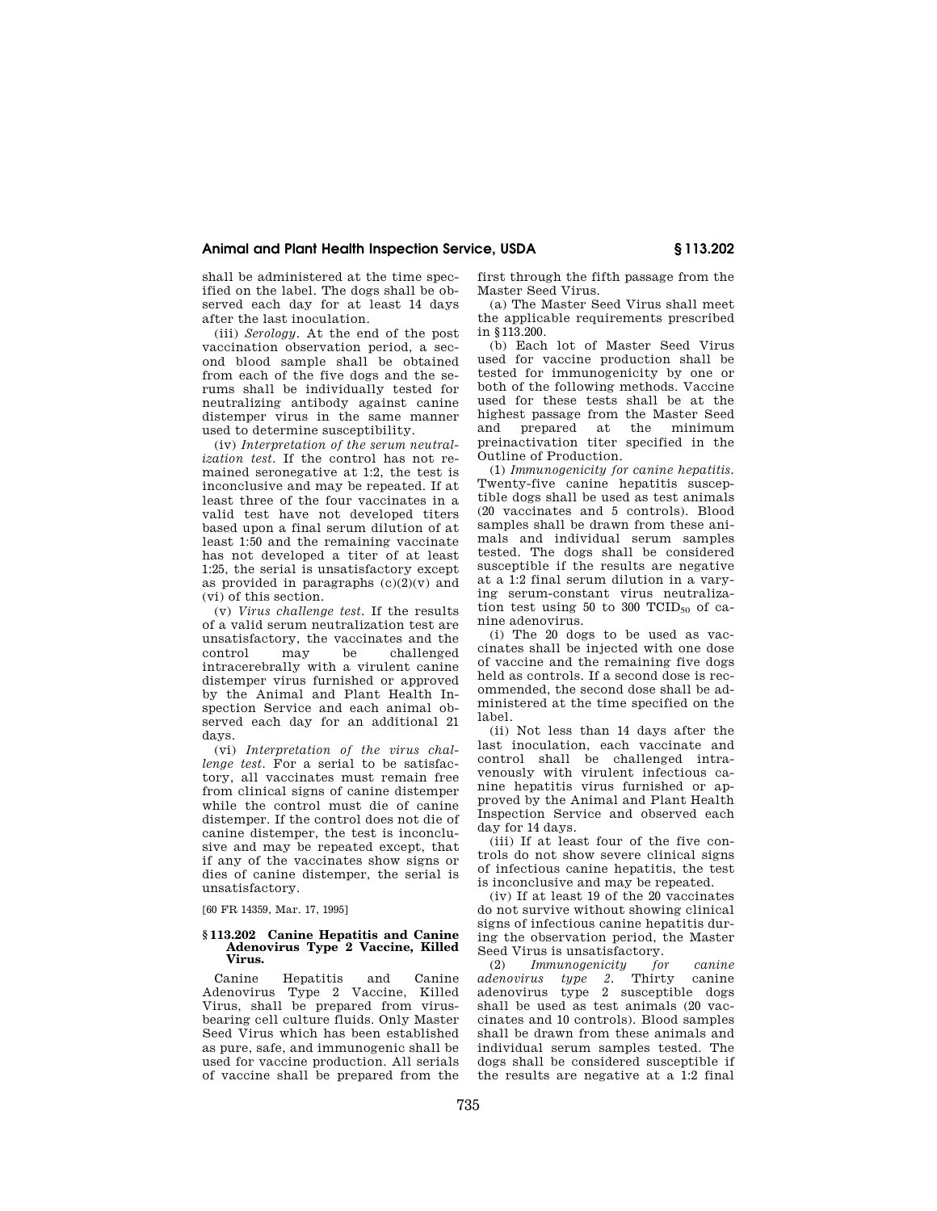shall be administered at the time specified on the label. The dogs shall be observed each day for at least 14 days after the last inoculation.

(iii) *Serology.* At the end of the post vaccination observation period, a second blood sample shall be obtained from each of the five dogs and the serums shall be individually tested for neutralizing antibody against canine distemper virus in the same manner used to determine susceptibility.

(iv) *Interpretation of the serum neutralization test.* If the control has not remained seronegative at 1:2, the test is inconclusive and may be repeated. If at least three of the four vaccinates in a valid test have not developed titers based upon a final serum dilution of at least 1:50 and the remaining vaccinate has not developed a titer of at least 1:25, the serial is unsatisfactory except as provided in paragraphs (c)(2)(v) and (vi) of this section.

(v) *Virus challenge test.* If the results of a valid serum neutralization test are unsatisfactory, the vaccinates and the control may be challenged intracerebrally with a virulent canine distemper virus furnished or approved by the Animal and Plant Health Inspection Service and each animal observed each day for an additional 21 days.

(vi) *Interpretation of the virus challenge test.* For a serial to be satisfactory, all vaccinates must remain free from clinical signs of canine distemper while the control must die of canine distemper. If the control does not die of canine distemper, the test is inconclusive and may be repeated except, that if any of the vaccinates show signs or dies of canine distemper, the serial is unsatisfactory.

[60 FR 14359, Mar. 17, 1995]

### § 113.202 Canine Hepatitis and Canine Adenovirus Type 2 Vaccine, Killed Virus.

Canine Hepatitis and Canine Adenovirus Type 2 Vaccine, Killed Virus, shall be prepared from virus-bearing cell culture fluids. Only Master Seed Virus which has been established as pure, safe, and immunogenic shall be used for vaccine production. All serials of vaccine shall be prepared from the first through the fifth passage from the Master Seed Virus.

(a) The Master Seed Virus shall meet the applicable requirements prescribed in §113.200.

(b) Each lot of Master Seed Virus used for vaccine production shall be tested for immunogenicity by one or both of the following methods. Vaccine used for these tests shall be at the highest passage from the Master Seed and prepared at the minimum preinactivation titer specified in the Outline of Production.

(1) *Immunogenicity for canine hepatitis.* Twenty-five canine hepatitis susceptible dogs shall be used as test animals (20 vaccinates and 5 controls). Blood samples shall be drawn from these animals and individual serum samples tested. The dogs shall be considered susceptible if the results are negative at a 1:2 final serum dilution in a varying serum-constant virus neutralization test using 50 to 300 $TCID_{50}$ of canine adenovirus.

(i) The 20 dogs to be used as vaccinates shall be injected with one dose of vaccine and the remaining five dogs held as controls. If a second dose is recommended, the second dose shall be administered at the time specified on the label.

(ii) Not less than 14 days after the last inoculation, each vaccinate and control shall be challenged intravenously with virulent infectious canine hepatitis virus furnished or approved by the Animal and Plant Health Inspection Service and observed each day for 14 days.

(iii) If at least four of the five controls do not show severe clinical signs of infectious canine hepatitis, the test is inconclusive and may be repeated.

(iv) If at least 19 of the 20 vaccinates do not survive without showing clinical signs of infectious canine hepatitis during the observation period, the Master Seed Virus is unsatisfactory.

(2) *Immunogenicity for canine adenovirus type 2.* Thirty canine adenovirus type 2 susceptible dogs shall be used as test animals (20 vaccinates and 10 controls). Blood samples shall be drawn from these animals and individual serum samples tested. The dogs shall be considered susceptible if the results are negative at a 1:2 final